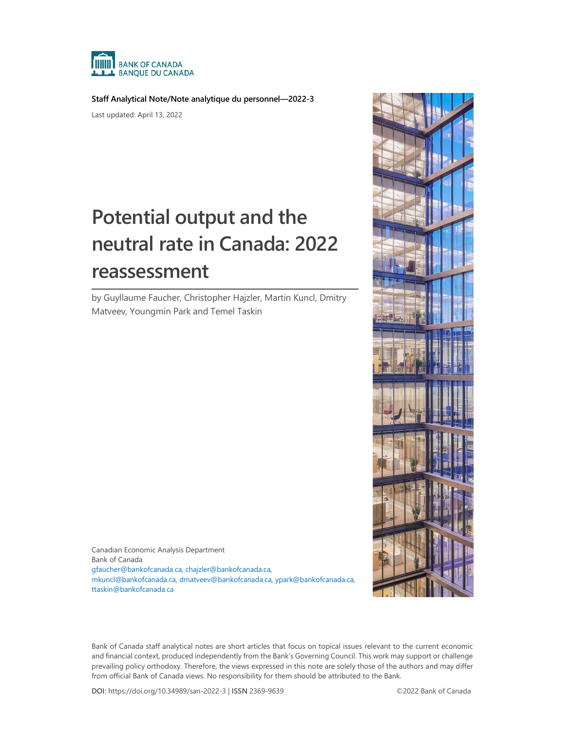BANK OF CANADA
BANQUE DU CANADA

**Staff Analytical Note/Note analytique du personnel—2022-3**

Last updated: April 13, 2022

# Potential output and the neutral rate in Canada: 2022 reassessment

by Guyllaume Faucher, Christopher Hajzler, Martin Kuncl, Dmitry Matveev, Youngmin Park and Temel Taskin

Canadian Economic Analysis Department
Bank of Canada
gfaucher@bankofcanada.ca, chajzler@bankofcanada.ca, mkuncl@bankofcanada.ca, dmatveev@bankofcanada.ca, ypark@bankofcanada.ca, ttaskin@bankofcanada.ca

Bank of Canada staff analytical notes are short articles that focus on topical issues relevant to the current economic and financial context, produced independently from the Bank's Governing Council. This work may support or challenge prevailing policy orthodoxy. Therefore, the views expressed in this note are solely those of the authors and may differ from official Bank of Canada views. No responsibility for them should be attributed to the Bank.

**DOI:** https://doi.org/10.34989/san-2022-3 | **ISSN** 2369-9639

©2022 Bank of Canada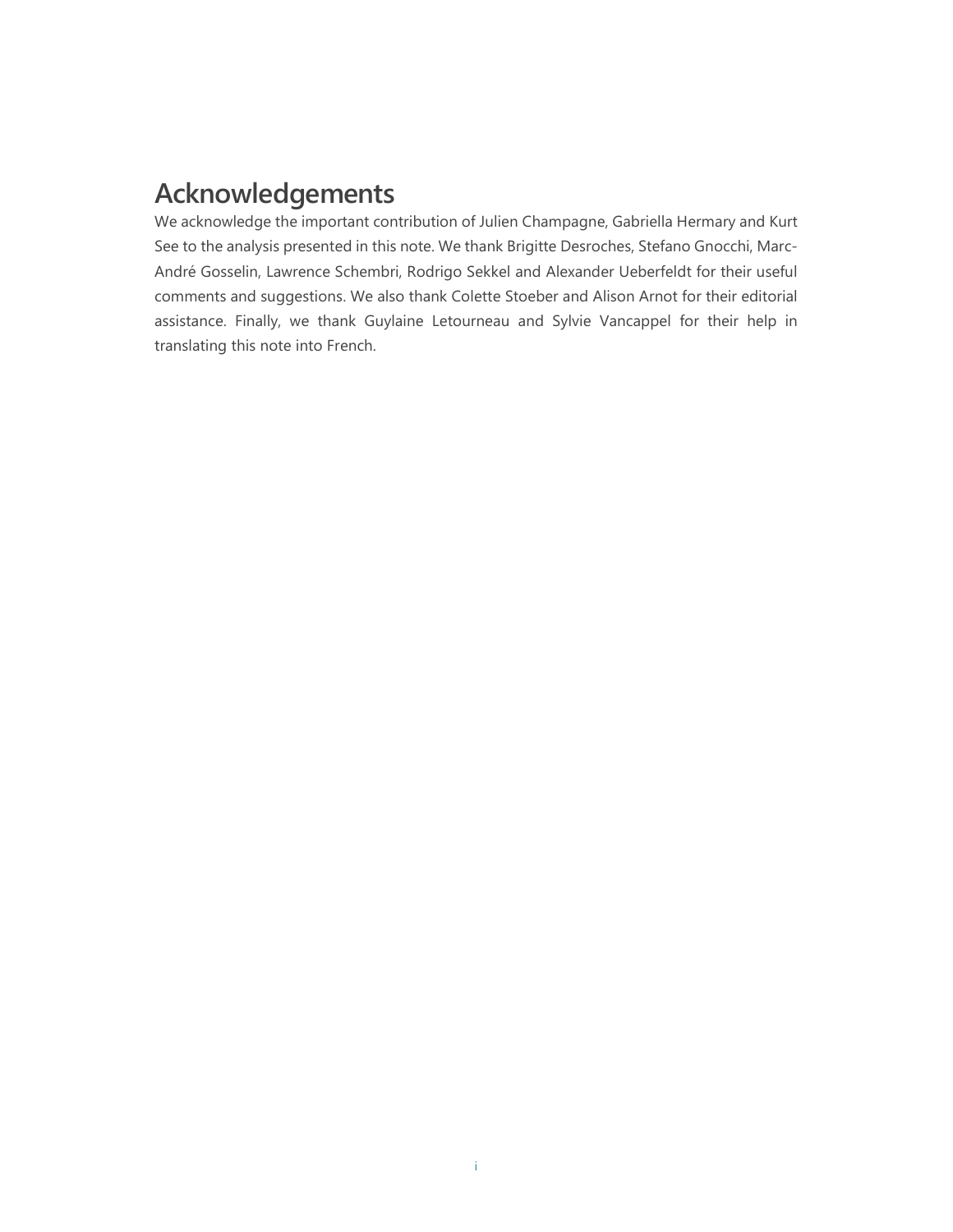# Acknowledgements

We acknowledge the important contribution of Julien Champagne, Gabriella Hermary and Kurt See to the analysis presented in this note. We thank Brigitte Desroches, Stefano Gnocchi, Marc-André Gosselin, Lawrence Schembri, Rodrigo Sekkel and Alexander Ueberfeldt for their useful comments and suggestions. We also thank Colette Stoeber and Alison Arnot for their editorial assistance. Finally, we thank Guylaine Letourneau and Sylvie Vancappel for their help in translating this note into French.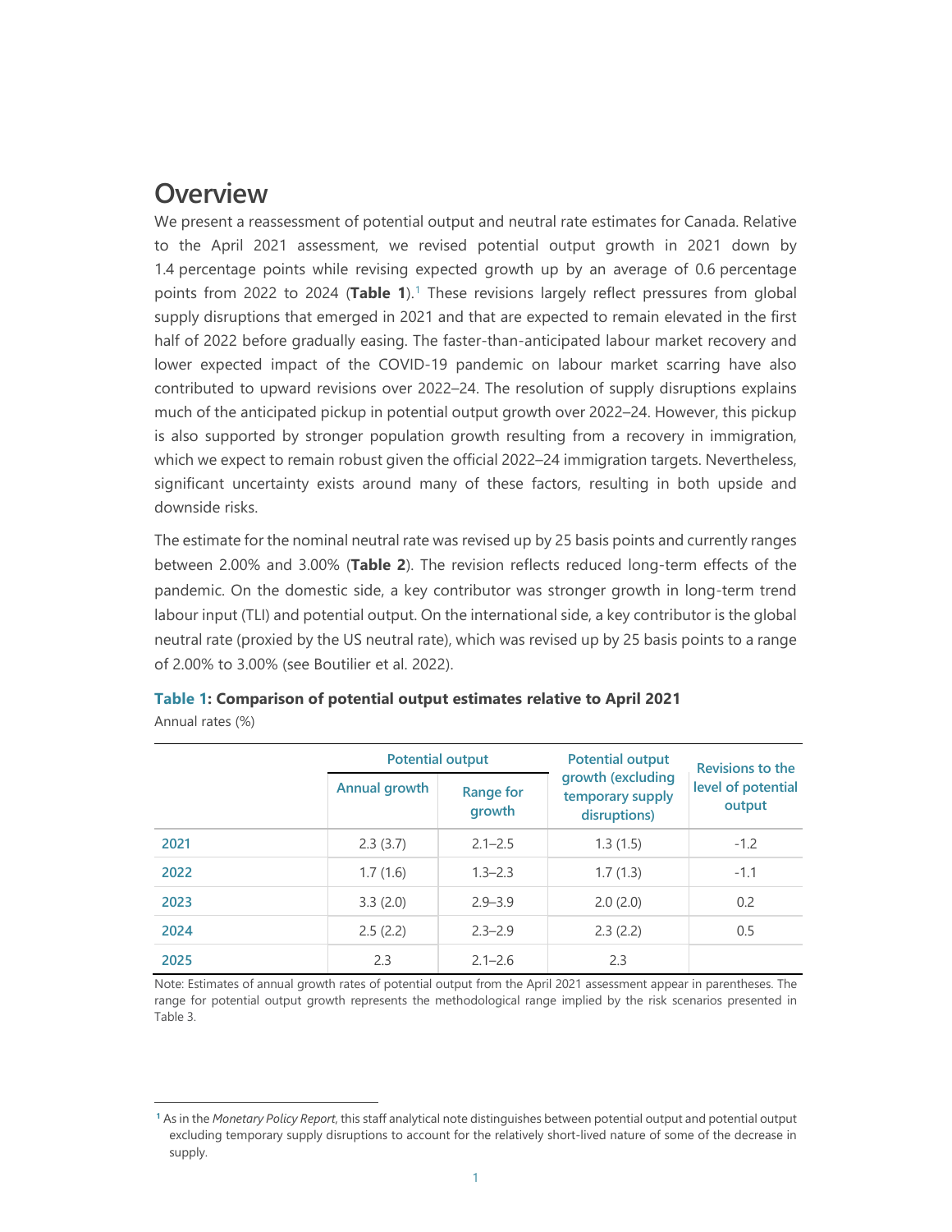# Overview

We present a reassessment of potential output and neutral rate estimates for Canada. Relative to the April 2021 assessment, we revised potential output growth in 2021 down by 1.4 percentage points while revising expected growth up by an average of 0.6 percentage points from 2022 to 2024 (**Table 1**).[1] These revisions largely reflect pressures from global supply disruptions that emerged in 2021 and that are expected to remain elevated in the first half of 2022 before gradually easing. The faster-than-anticipated labour market recovery and lower expected impact of the COVID-19 pandemic on labour market scarring have also contributed to upward revisions over 2022–24. The resolution of supply disruptions explains much of the anticipated pickup in potential output growth over 2022–24. However, this pickup is also supported by stronger population growth resulting from a recovery in immigration, which we expect to remain robust given the official 2022–24 immigration targets. Nevertheless, significant uncertainty exists around many of these factors, resulting in both upside and downside risks.

The estimate for the nominal neutral rate was revised up by 25 basis points and currently ranges between 2.00% and 3.00% (**Table 2**). The revision reflects reduced long-term effects of the pandemic. On the domestic side, a key contributor was stronger growth in long-term trend labour input (TLI) and potential output. On the international side, a key contributor is the global neutral rate (proxied by the US neutral rate), which was revised up by 25 basis points to a range of 2.00% to 3.00% (see Boutilier et al. 2022).

**Table 1: Comparison of potential output estimates relative to April 2021**

Annual rates (%)

| | Potential output | | Potential output growth (excluding temporary supply disruptions) | Revisions to the level of potential output |
|---|---|---|---|---|
| | Annual growth | Range for growth | | |
| 2021 | 2.3 (3.7) | 2.1–2.5 | 1.3 (1.5) | -1.2 |
| 2022 | 1.7 (1.6) | 1.3–2.3 | 1.7 (1.3) | -1.1 |
| 2023 | 3.3 (2.0) | 2.9–3.9 | 2.0 (2.0) | 0.2 |
| 2024 | 2.5 (2.2) | 2.3–2.9 | 2.3 (2.2) | 0.5 |
| 2025 | 2.3 | 2.1–2.6 | 2.3 | |

Note: Estimates of annual growth rates of potential output from the April 2021 assessment appear in parentheses. The range for potential output growth represents the methodological range implied by the risk scenarios presented in Table 3.

[1] As in the *Monetary Policy Report*, this staff analytical note distinguishes between potential output and potential output excluding temporary supply disruptions to account for the relatively short-lived nature of some of the decrease in supply.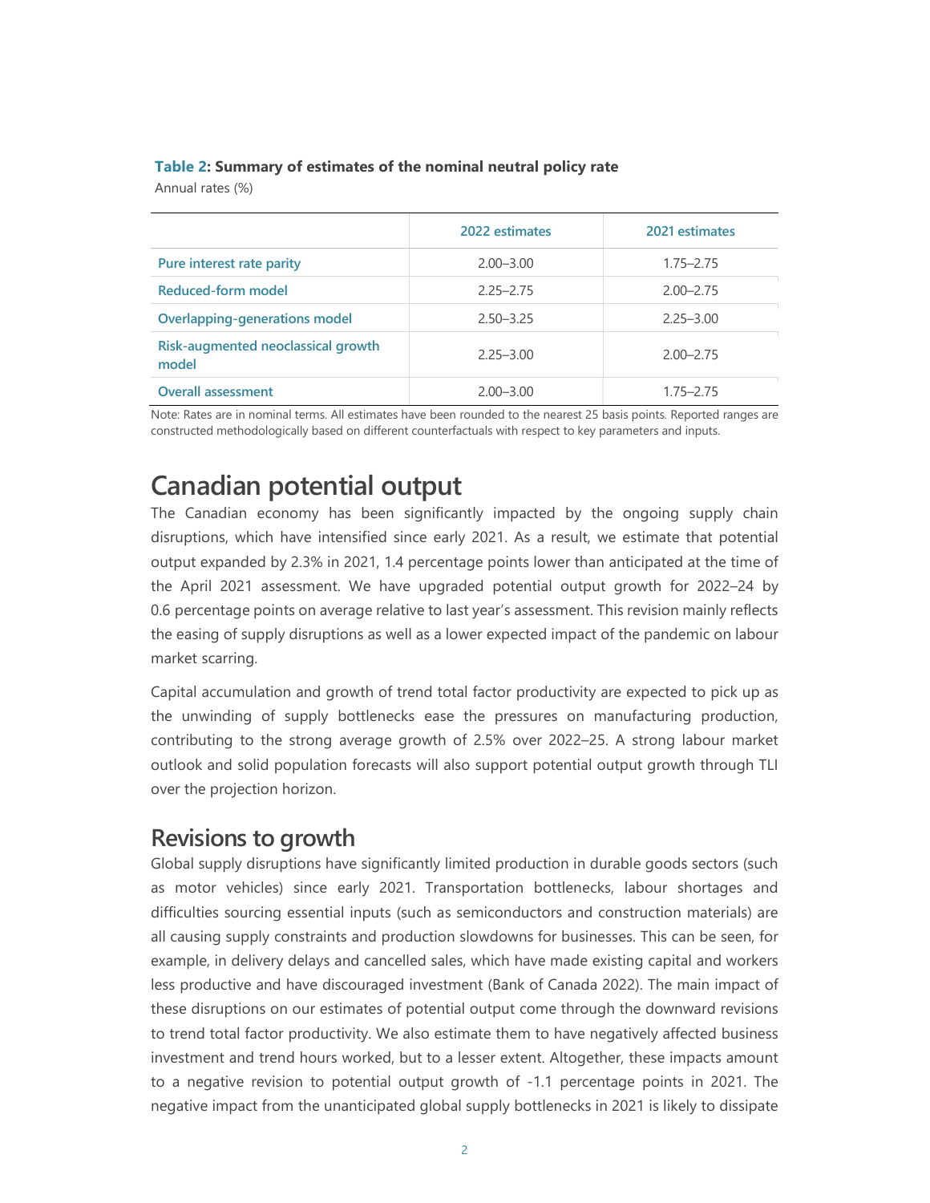**Table 2: Summary of estimates of the nominal neutral policy rate**

Annual rates (%)

| | 2022 estimates | 2021 estimates |
|---|---|---|
| Pure interest rate parity | 2.00–3.00 | 1.75–2.75 |
| Reduced-form model | 2.25–2.75 | 2.00–2.75 |
| Overlapping-generations model | 2.50–3.25 | 2.25–3.00 |
| Risk-augmented neoclassical growth model | 2.25–3.00 | 2.00–2.75 |
| Overall assessment | 2.00–3.00 | 1.75–2.75 |

Note: Rates are in nominal terms. All estimates have been rounded to the nearest 25 basis points. Reported ranges are constructed methodologically based on different counterfactuals with respect to key parameters and inputs.

# Canadian potential output

The Canadian economy has been significantly impacted by the ongoing supply chain disruptions, which have intensified since early 2021. As a result, we estimate that potential output expanded by 2.3% in 2021, 1.4 percentage points lower than anticipated at the time of the April 2021 assessment. We have upgraded potential output growth for 2022–24 by 0.6 percentage points on average relative to last year's assessment. This revision mainly reflects the easing of supply disruptions as well as a lower expected impact of the pandemic on labour market scarring.

Capital accumulation and growth of trend total factor productivity are expected to pick up as the unwinding of supply bottlenecks ease the pressures on manufacturing production, contributing to the strong average growth of 2.5% over 2022–25. A strong labour market outlook and solid population forecasts will also support potential output growth through TLI over the projection horizon.

## Revisions to growth

Global supply disruptions have significantly limited production in durable goods sectors (such as motor vehicles) since early 2021. Transportation bottlenecks, labour shortages and difficulties sourcing essential inputs (such as semiconductors and construction materials) are all causing supply constraints and production slowdowns for businesses. This can be seen, for example, in delivery delays and cancelled sales, which have made existing capital and workers less productive and have discouraged investment (Bank of Canada 2022). The main impact of these disruptions on our estimates of potential output come through the downward revisions to trend total factor productivity. We also estimate them to have negatively affected business investment and trend hours worked, but to a lesser extent. Altogether, these impacts amount to a negative revision to potential output growth of -1.1 percentage points in 2021. The negative impact from the unanticipated global supply bottlenecks in 2021 is likely to dissipate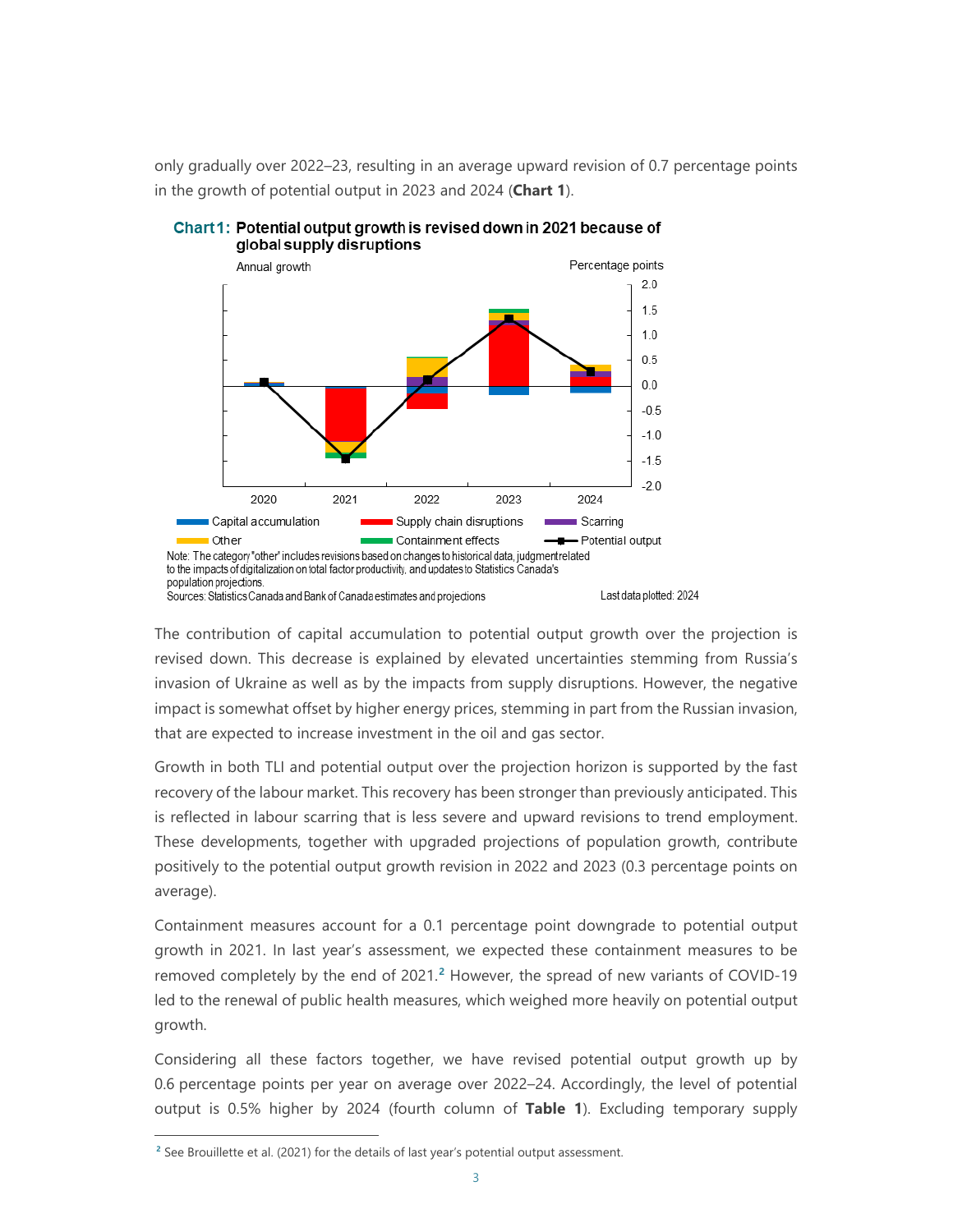only gradually over 2022–23, resulting in an average upward revision of 0.7 percentage points in the growth of potential output in 2023 and 2024 (**Chart 1**).

**Chart 1: Potential output growth is revised down in 2021 because of global supply disruptions**

Note: The category "other" includes revisions based on changes to historical data, judgment related to the impacts of digitalization on total factor productivity, and updates to Statistics Canada's population projections.
Sources: Statistics Canada and Bank of Canada estimates and projections
Last data plotted: 2024

The contribution of capital accumulation to potential output growth over the projection is revised down. This decrease is explained by elevated uncertainties stemming from Russia's invasion of Ukraine as well as by the impacts from supply disruptions. However, the negative impact is somewhat offset by higher energy prices, stemming in part from the Russian invasion, that are expected to increase investment in the oil and gas sector.

Growth in both TLI and potential output over the projection horizon is supported by the fast recovery of the labour market. This recovery has been stronger than previously anticipated. This is reflected in labour scarring that is less severe and upward revisions to trend employment. These developments, together with upgraded projections of population growth, contribute positively to the potential output growth revision in 2022 and 2023 (0.3 percentage points on average).

Containment measures account for a 0.1 percentage point downgrade to potential output growth in 2021. In last year's assessment, we expected these containment measures to be removed completely by the end of 2021.[2] However, the spread of new variants of COVID-19 led to the renewal of public health measures, which weighed more heavily on potential output growth.

Considering all these factors together, we have revised potential output growth up by 0.6 percentage points per year on average over 2022–24. Accordingly, the level of potential output is 0.5% higher by 2024 (fourth column of **Table 1**). Excluding temporary supply

[2] See Brouillette et al. (2021) for the details of last year's potential output assessment.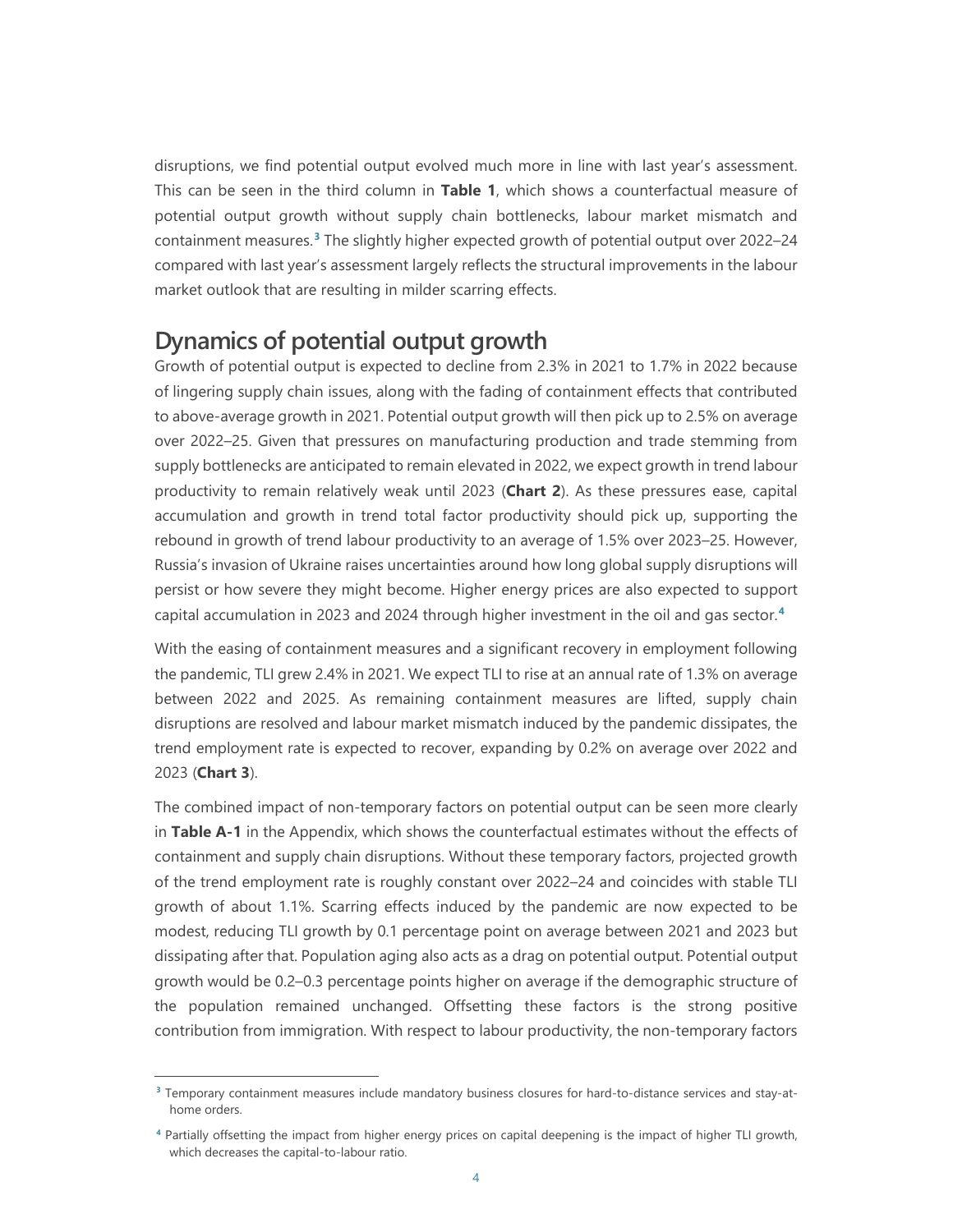disruptions, we find potential output evolved much more in line with last year's assessment. This can be seen in the third column in **Table 1**, which shows a counterfactual measure of potential output growth without supply chain bottlenecks, labour market mismatch and containment measures.[3] The slightly higher expected growth of potential output over 2022–24 compared with last year's assessment largely reflects the structural improvements in the labour market outlook that are resulting in milder scarring effects.

## Dynamics of potential output growth

Growth of potential output is expected to decline from 2.3% in 2021 to 1.7% in 2022 because of lingering supply chain issues, along with the fading of containment effects that contributed to above-average growth in 2021. Potential output growth will then pick up to 2.5% on average over 2022–25. Given that pressures on manufacturing production and trade stemming from supply bottlenecks are anticipated to remain elevated in 2022, we expect growth in trend labour productivity to remain relatively weak until 2023 (**Chart 2**). As these pressures ease, capital accumulation and growth in trend total factor productivity should pick up, supporting the rebound in growth of trend labour productivity to an average of 1.5% over 2023–25. However, Russia's invasion of Ukraine raises uncertainties around how long global supply disruptions will persist or how severe they might become. Higher energy prices are also expected to support capital accumulation in 2023 and 2024 through higher investment in the oil and gas sector.[4]

With the easing of containment measures and a significant recovery in employment following the pandemic, TLI grew 2.4% in 2021. We expect TLI to rise at an annual rate of 1.3% on average between 2022 and 2025. As remaining containment measures are lifted, supply chain disruptions are resolved and labour market mismatch induced by the pandemic dissipates, the trend employment rate is expected to recover, expanding by 0.2% on average over 2022 and 2023 (**Chart 3**).

The combined impact of non-temporary factors on potential output can be seen more clearly in **Table A-1** in the Appendix, which shows the counterfactual estimates without the effects of containment and supply chain disruptions. Without these temporary factors, projected growth of the trend employment rate is roughly constant over 2022–24 and coincides with stable TLI growth of about 1.1%. Scarring effects induced by the pandemic are now expected to be modest, reducing TLI growth by 0.1 percentage point on average between 2021 and 2023 but dissipating after that. Population aging also acts as a drag on potential output. Potential output growth would be 0.2–0.3 percentage points higher on average if the demographic structure of the population remained unchanged. Offsetting these factors is the strong positive contribution from immigration. With respect to labour productivity, the non-temporary factors

---

[3] Temporary containment measures include mandatory business closures for hard-to-distance services and stay-at-home orders.

[4] Partially offsetting the impact from higher energy prices on capital deepening is the impact of higher TLI growth, which decreases the capital-to-labour ratio.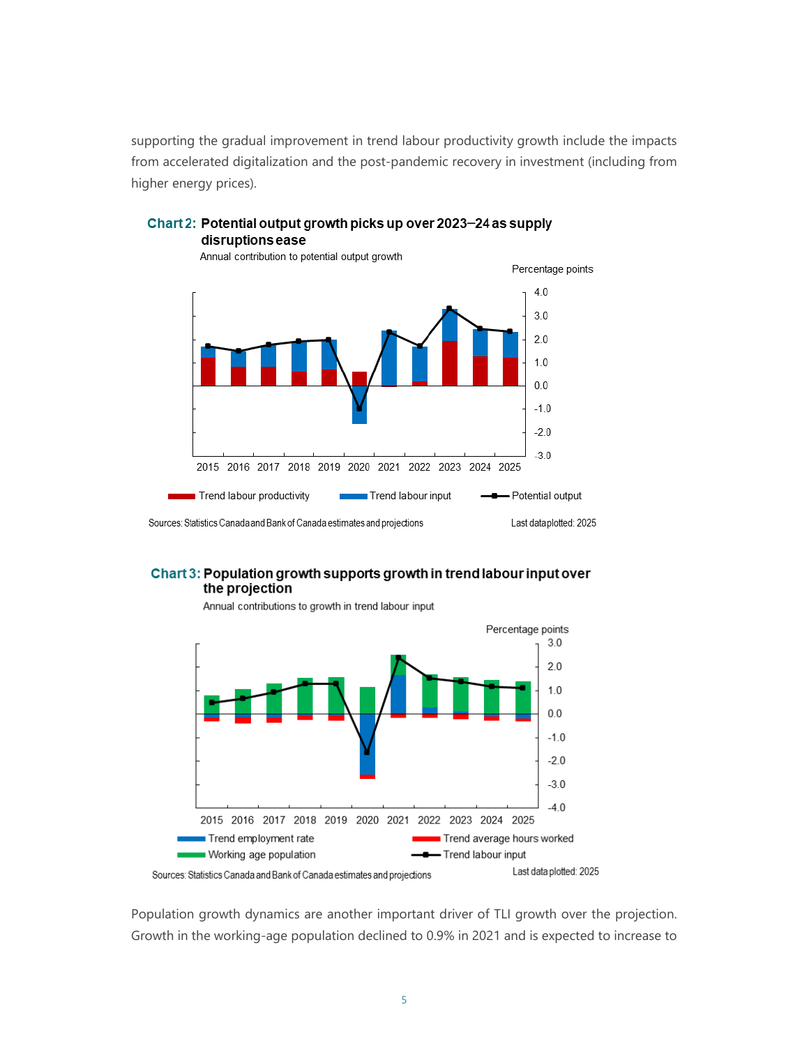supporting the gradual improvement in trend labour productivity growth include the impacts from accelerated digitalization and the post-pandemic recovery in investment (including from higher energy prices).

**Chart 2: Potential output growth picks up over 2023–24 as supply disruptions ease**

Annual contribution to potential output growth

Sources: Statistics Canada and Bank of Canada estimates and projections

Last data plotted: 2025

**Chart 3: Population growth supports growth in trend labour input over the projection**

Annual contributions to growth in trend labour input

Sources: Statistics Canada and Bank of Canada estimates and projections

Last data plotted: 2025

Population growth dynamics are another important driver of TLI growth over the projection. Growth in the working-age population declined to 0.9% in 2021 and is expected to increase to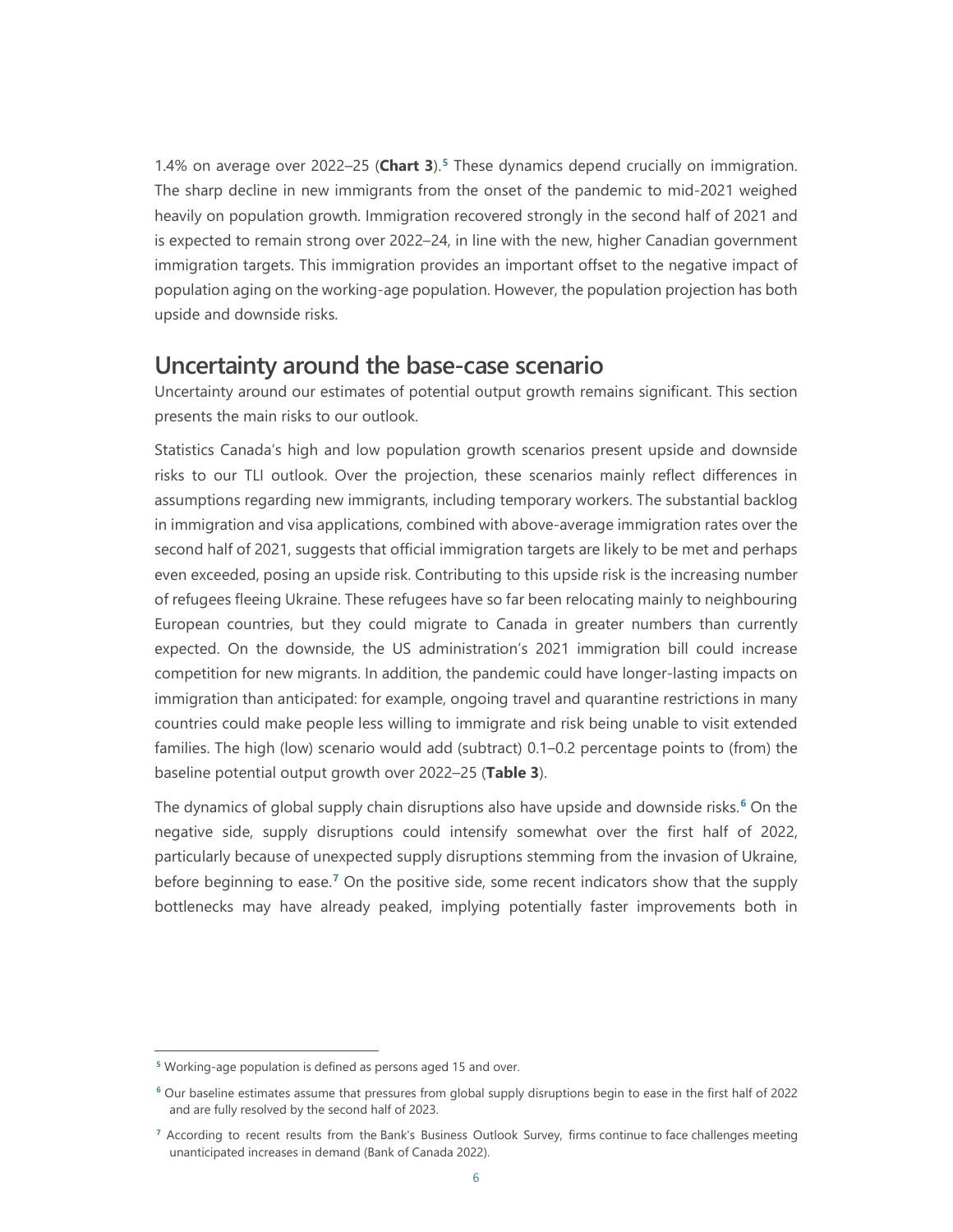1.4% on average over 2022–25 (**Chart 3**).[5] These dynamics depend crucially on immigration. The sharp decline in new immigrants from the onset of the pandemic to mid-2021 weighed heavily on population growth. Immigration recovered strongly in the second half of 2021 and is expected to remain strong over 2022–24, in line with the new, higher Canadian government immigration targets. This immigration provides an important offset to the negative impact of population aging on the working-age population. However, the population projection has both upside and downside risks.

## Uncertainty around the base-case scenario

Uncertainty around our estimates of potential output growth remains significant. This section presents the main risks to our outlook.

Statistics Canada's high and low population growth scenarios present upside and downside risks to our TLI outlook. Over the projection, these scenarios mainly reflect differences in assumptions regarding new immigrants, including temporary workers. The substantial backlog in immigration and visa applications, combined with above-average immigration rates over the second half of 2021, suggests that official immigration targets are likely to be met and perhaps even exceeded, posing an upside risk. Contributing to this upside risk is the increasing number of refugees fleeing Ukraine. These refugees have so far been relocating mainly to neighbouring European countries, but they could migrate to Canada in greater numbers than currently expected. On the downside, the US administration's 2021 immigration bill could increase competition for new migrants. In addition, the pandemic could have longer-lasting impacts on immigration than anticipated: for example, ongoing travel and quarantine restrictions in many countries could make people less willing to immigrate and risk being unable to visit extended families. The high (low) scenario would add (subtract) 0.1–0.2 percentage points to (from) the baseline potential output growth over 2022–25 (**Table 3**).

The dynamics of global supply chain disruptions also have upside and downside risks.[6] On the negative side, supply disruptions could intensify somewhat over the first half of 2022, particularly because of unexpected supply disruptions stemming from the invasion of Ukraine, before beginning to ease.[7] On the positive side, some recent indicators show that the supply bottlenecks may have already peaked, implying potentially faster improvements both in

---

[5] Working-age population is defined as persons aged 15 and over.

[6] Our baseline estimates assume that pressures from global supply disruptions begin to ease in the first half of 2022 and are fully resolved by the second half of 2023.

[7] According to recent results from the Bank's Business Outlook Survey, firms continue to face challenges meeting unanticipated increases in demand (Bank of Canada 2022).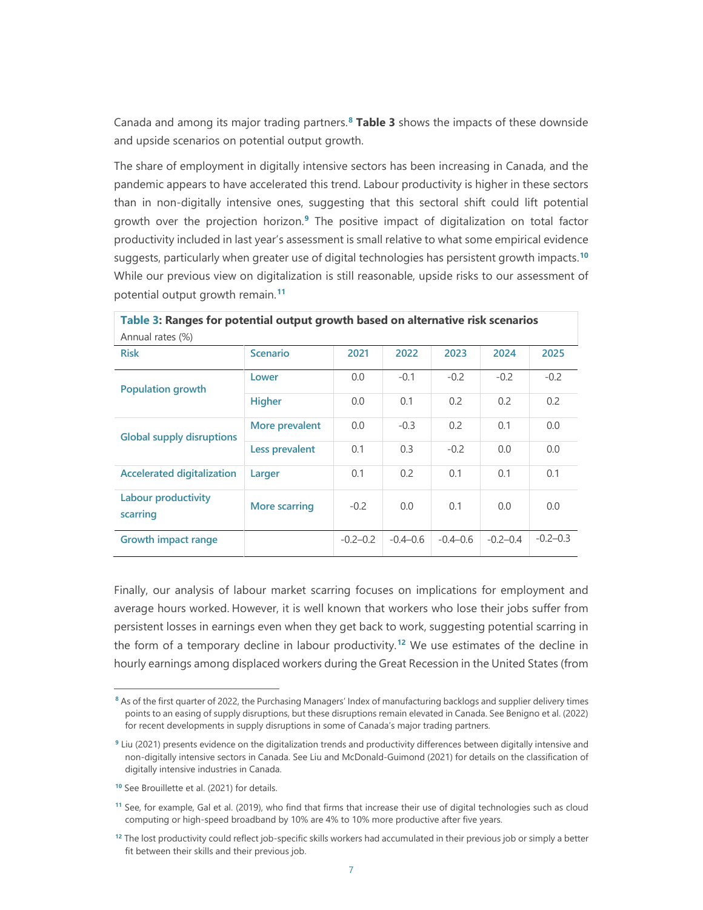Canada and among its major trading partners.[8] **Table 3** shows the impacts of these downside and upside scenarios on potential output growth.

The share of employment in digitally intensive sectors has been increasing in Canada, and the pandemic appears to have accelerated this trend. Labour productivity is higher in these sectors than in non-digitally intensive ones, suggesting that this sectoral shift could lift potential growth over the projection horizon.[9] The positive impact of digitalization on total factor productivity included in last year's assessment is small relative to what some empirical evidence suggests, particularly when greater use of digital technologies has persistent growth impacts.[10] While our previous view on digitalization is still reasonable, upside risks to our assessment of potential output growth remain.[11]

**Table 3: Ranges for potential output growth based on alternative risk scenarios**
Annual rates (%)

| Risk | Scenario | 2021 | 2022 | 2023 | 2024 | 2025 |
|---|---|---|---|---|---|---|
| Population growth | Lower | 0.0 | -0.1 | -0.2 | -0.2 | -0.2 |
| | Higher | 0.0 | 0.1 | 0.2 | 0.2 | 0.2 |
| Global supply disruptions | More prevalent | 0.0 | -0.3 | 0.2 | 0.1 | 0.0 |
| | Less prevalent | 0.1 | 0.3 | -0.2 | 0.0 | 0.0 |
| Accelerated digitalization | Larger | 0.1 | 0.2 | 0.1 | 0.1 | 0.1 |
| Labour productivity scarring | More scarring | -0.2 | 0.0 | 0.1 | 0.0 | 0.0 |
| Growth impact range | | -0.2–0.2 | -0.4–0.6 | -0.4–0.6 | -0.2–0.4 | -0.2–0.3 |

Finally, our analysis of labour market scarring focuses on implications for employment and average hours worked. However, it is well known that workers who lose their jobs suffer from persistent losses in earnings even when they get back to work, suggesting potential scarring in the form of a temporary decline in labour productivity.[12] We use estimates of the decline in hourly earnings among displaced workers during the Great Recession in the United States (from

---

[8] As of the first quarter of 2022, the Purchasing Managers' Index of manufacturing backlogs and supplier delivery times points to an easing of supply disruptions, but these disruptions remain elevated in Canada. See Benigno et al. (2022) for recent developments in supply disruptions in some of Canada's major trading partners.

[9] Liu (2021) presents evidence on the digitalization trends and productivity differences between digitally intensive and non-digitally intensive sectors in Canada. See Liu and McDonald-Guimond (2021) for details on the classification of digitally intensive industries in Canada.

[10] See Brouillette et al. (2021) for details.

[11] See, for example, Gal et al. (2019), who find that firms that increase their use of digital technologies such as cloud computing or high-speed broadband by 10% are 4% to 10% more productive after five years.

[12] The lost productivity could reflect job-specific skills workers had accumulated in their previous job or simply a better fit between their skills and their previous job.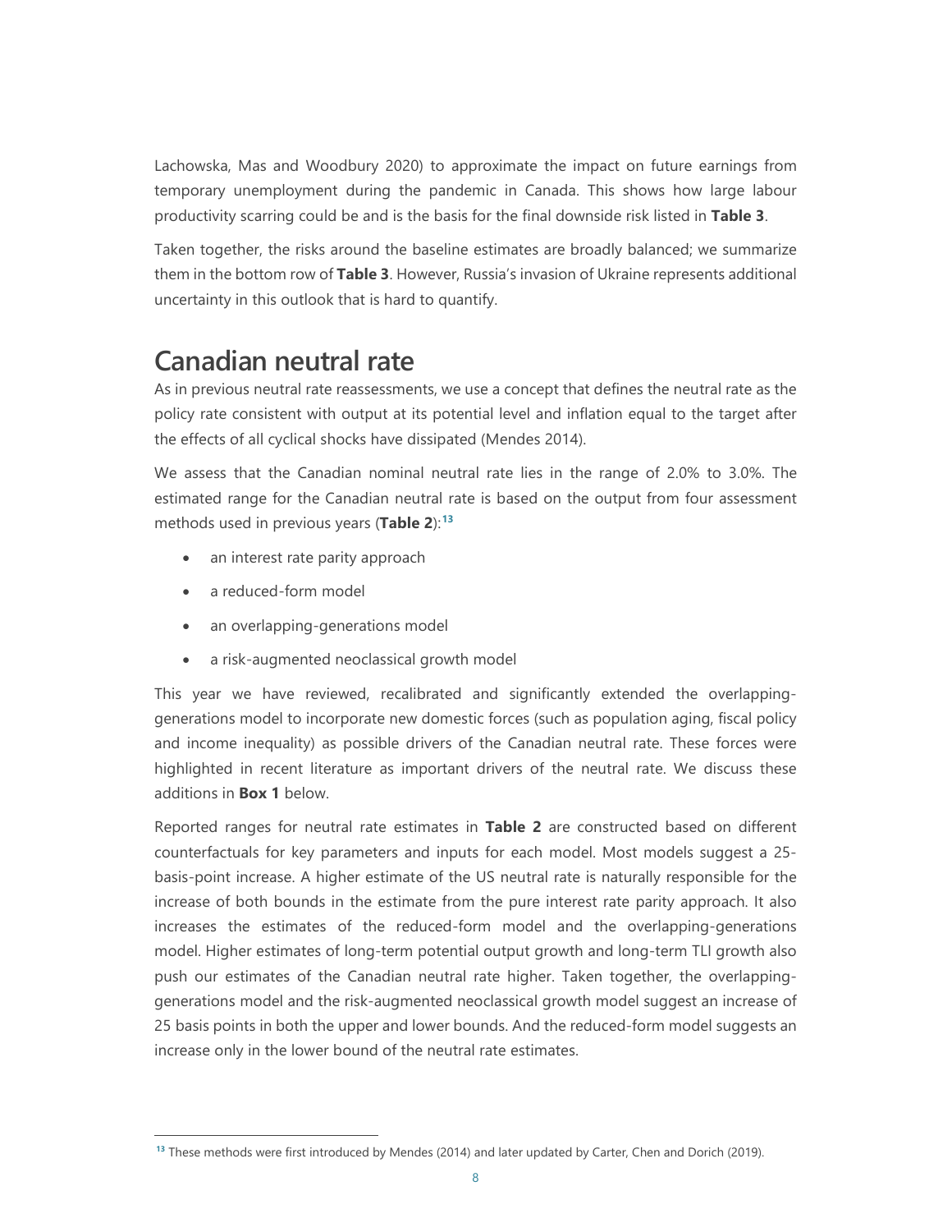Lachowska, Mas and Woodbury 2020) to approximate the impact on future earnings from temporary unemployment during the pandemic in Canada. This shows how large labour productivity scarring could be and is the basis for the final downside risk listed in **Table 3**.

Taken together, the risks around the baseline estimates are broadly balanced; we summarize them in the bottom row of **Table 3**. However, Russia's invasion of Ukraine represents additional uncertainty in this outlook that is hard to quantify.

## Canadian neutral rate

As in previous neutral rate reassessments, we use a concept that defines the neutral rate as the policy rate consistent with output at its potential level and inflation equal to the target after the effects of all cyclical shocks have dissipated (Mendes 2014).

We assess that the Canadian nominal neutral rate lies in the range of 2.0% to 3.0%. The estimated range for the Canadian neutral rate is based on the output from four assessment methods used in previous years (**Table 2**):[13]

- an interest rate parity approach
- a reduced-form model
- an overlapping-generations model
- a risk-augmented neoclassical growth model

This year we have reviewed, recalibrated and significantly extended the overlapping-generations model to incorporate new domestic forces (such as population aging, fiscal policy and income inequality) as possible drivers of the Canadian neutral rate. These forces were highlighted in recent literature as important drivers of the neutral rate. We discuss these additions in **Box 1** below.

Reported ranges for neutral rate estimates in **Table 2** are constructed based on different counterfactuals for key parameters and inputs for each model. Most models suggest a 25-basis-point increase. A higher estimate of the US neutral rate is naturally responsible for the increase of both bounds in the estimate from the pure interest rate parity approach. It also increases the estimates of the reduced-form model and the overlapping-generations model. Higher estimates of long-term potential output growth and long-term TLI growth also push our estimates of the Canadian neutral rate higher. Taken together, the overlapping-generations model and the risk-augmented neoclassical growth model suggest an increase of 25 basis points in both the upper and lower bounds. And the reduced-form model suggests an increase only in the lower bound of the neutral rate estimates.

[13] These methods were first introduced by Mendes (2014) and later updated by Carter, Chen and Dorich (2019).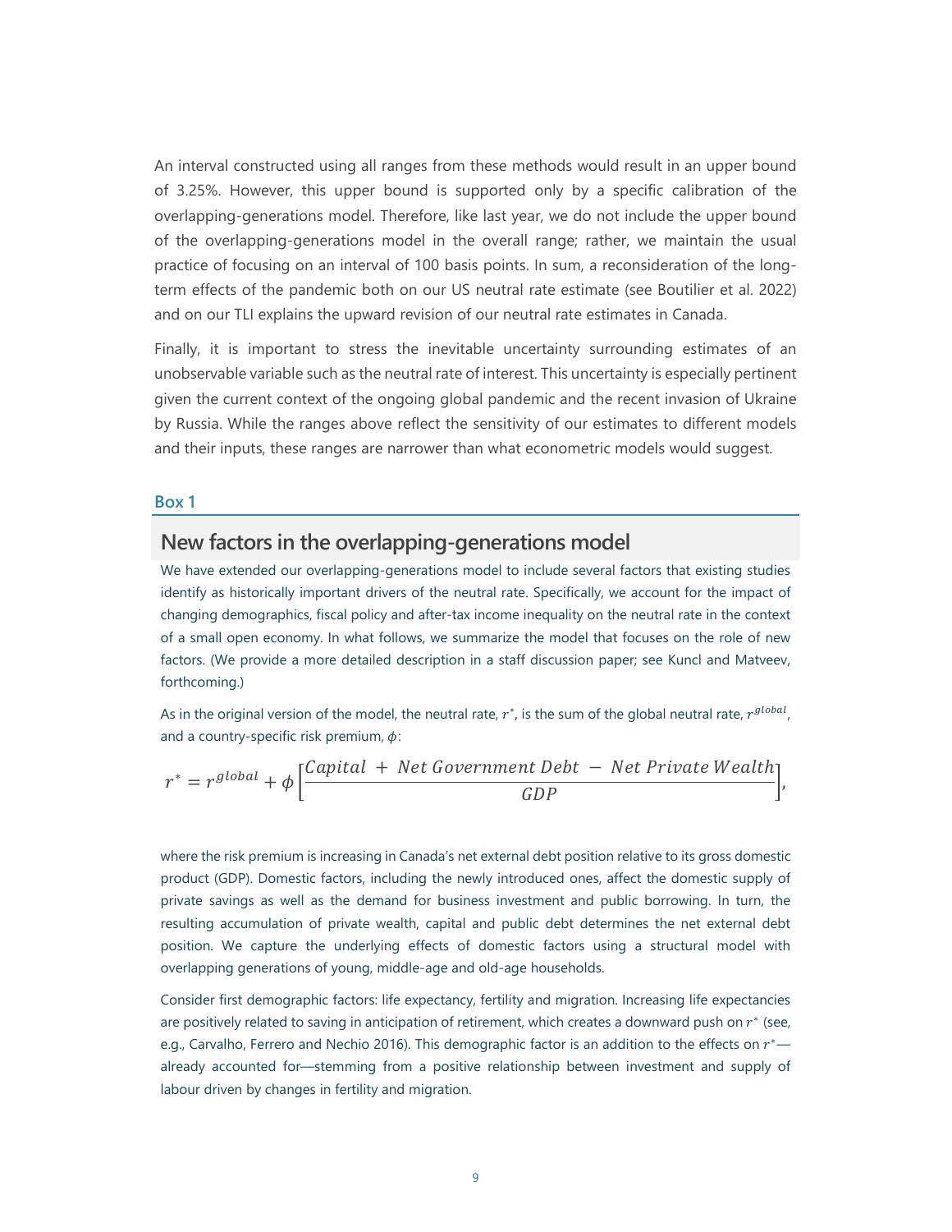An interval constructed using all ranges from these methods would result in an upper bound of 3.25%. However, this upper bound is supported only by a specific calibration of the overlapping-generations model. Therefore, like last year, we do not include the upper bound of the overlapping-generations model in the overall range; rather, we maintain the usual practice of focusing on an interval of 100 basis points. In sum, a reconsideration of the long-term effects of the pandemic both on our US neutral rate estimate (see Boutilier et al. 2022) and on our TLI explains the upward revision of our neutral rate estimates in Canada.

Finally, it is important to stress the inevitable uncertainty surrounding estimates of an unobservable variable such as the neutral rate of interest. This uncertainty is especially pertinent given the current context of the ongoing global pandemic and the recent invasion of Ukraine by Russia. While the ranges above reflect the sensitivity of our estimates to different models and their inputs, these ranges are narrower than what econometric models would suggest.

### Box 1

## New factors in the overlapping-generations model

We have extended our overlapping-generations model to include several factors that existing studies identify as historically important drivers of the neutral rate. Specifically, we account for the impact of changing demographics, fiscal policy and after-tax income inequality on the neutral rate in the context of a small open economy. In what follows, we summarize the model that focuses on the role of new factors. (We provide a more detailed description in a staff discussion paper; see Kuncl and Matveev, forthcoming.)

As in the original version of the model, the neutral rate, $r^*$, is the sum of the global neutral rate, $r^{global}$, and a country-specific risk premium, $\phi$:

$$r^* = r^{global} + \phi\left[\frac{Capital\ +\ Net\ Government\ Debt\ -\ Net\ Private\ Wealth}{GDP}\right],$$

where the risk premium is increasing in Canada's net external debt position relative to its gross domestic product (GDP). Domestic factors, including the newly introduced ones, affect the domestic supply of private savings as well as the demand for business investment and public borrowing. In turn, the resulting accumulation of private wealth, capital and public debt determines the net external debt position. We capture the underlying effects of domestic factors using a structural model with overlapping generations of young, middle-age and old-age households.

Consider first demographic factors: life expectancy, fertility and migration. Increasing life expectancies are positively related to saving in anticipation of retirement, which creates a downward push on $r^*$ (see, e.g., Carvalho, Ferrero and Nechio 2016). This demographic factor is an addition to the effects on $r^*$—already accounted for—stemming from a positive relationship between investment and supply of labour driven by changes in fertility and migration.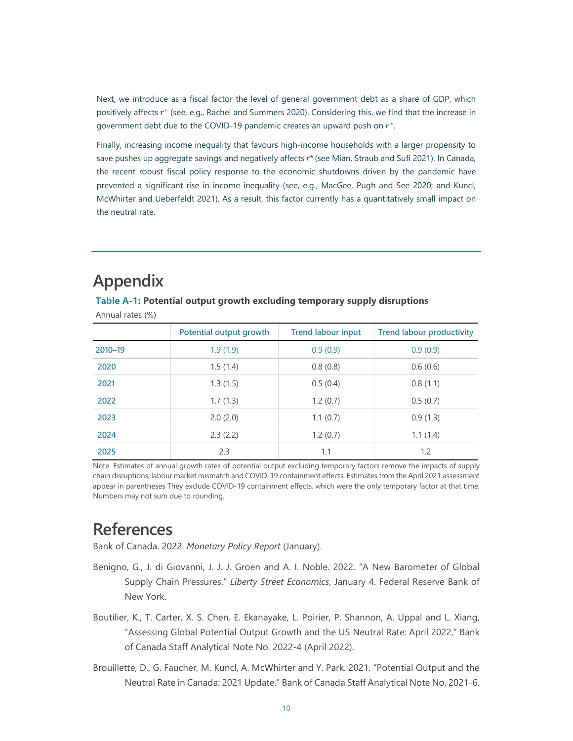Next, we introduce as a fiscal factor the level of general government debt as a share of GDP, which positively affects $r^*$ (see, e.g., Rachel and Summers 2020). Considering this, we find that the increase in government debt due to the COVID-19 pandemic creates an upward push on $r^*$.

Finally, increasing income inequality that favours high-income households with a larger propensity to save pushes up aggregate savings and negatively affects $r^*$ (see Mian, Straub and Sufi 2021). In Canada, the recent robust fiscal policy response to the economic shutdowns driven by the pandemic have prevented a significant rise in income inequality (see, e.g., MacGee, Pugh and See 2020; and Kuncl, McWhirter and Ueberfeldt 2021). As a result, this factor currently has a quantitatively small impact on the neutral rate.

# Appendix

**Table A-1: Potential output growth excluding temporary supply disruptions**

Annual rates (%)

| | Potential output growth | Trend labour input | Trend labour productivity |
|---|---|---|---|
| 2010–19 | 1.9 (1.9) | 0.9 (0.9) | 0.9 (0.9) |
| 2020 | 1.5 (1.4) | 0.8 (0.8) | 0.6 (0.6) |
| 2021 | 1.3 (1.5) | 0.5 (0.4) | 0.8 (1.1) |
| 2022 | 1.7 (1.3) | 1.2 (0.7) | 0.5 (0.7) |
| 2023 | 2.0 (2.0) | 1.1 (0.7) | 0.9 (1.3) |
| 2024 | 2.3 (2.2) | 1.2 (0.7) | 1.1 (1.4) |
| 2025 | 2.3 | 1.1 | 1.2 |

Note: Estimates of annual growth rates of potential output excluding temporary factors remove the impacts of supply chain disruptions, labour market mismatch and COVID-19 containment effects. Estimates from the April 2021 assessment appear in parentheses They exclude COVID-19 containment effects, which were the only temporary factor at that time. Numbers may not sum due to rounding.

# References

Bank of Canada. 2022. *Monetary Policy Report* (January).

Benigno, G., J. di Giovanni, J. J. J. Groen and A. I. Noble. 2022. "A New Barometer of Global Supply Chain Pressures." *Liberty Street Economics*, January 4. Federal Reserve Bank of New York.

Boutilier, K., T. Carter, X. S. Chen, E. Ekanayake, L. Poirier, P. Shannon, A. Uppal and L. Xiang, "Assessing Global Potential Output Growth and the US Neutral Rate: April 2022," Bank of Canada Staff Analytical Note No. 2022-4 (April 2022).

Brouillette, D., G. Faucher, M. Kuncl, A. McWhirter and Y. Park. 2021. "Potential Output and the Neutral Rate in Canada: 2021 Update." Bank of Canada Staff Analytical Note No. 2021-6.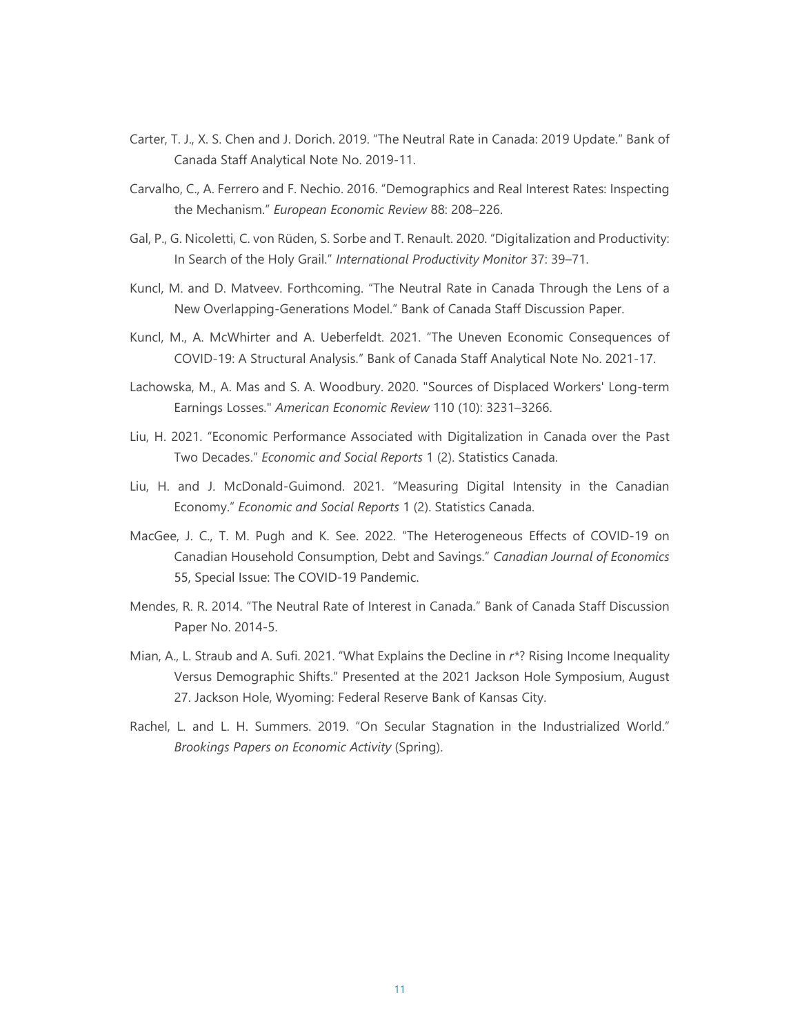Carter, T. J., X. S. Chen and J. Dorich. 2019. “The Neutral Rate in Canada: 2019 Update.” Bank of Canada Staff Analytical Note No. 2019-11.

Carvalho, C., A. Ferrero and F. Nechio. 2016. “Demographics and Real Interest Rates: Inspecting the Mechanism.” *European Economic Review* 88: 208–226.

Gal, P., G. Nicoletti, C. von Rüden, S. Sorbe and T. Renault. 2020. “Digitalization and Productivity: In Search of the Holy Grail.” *International Productivity Monitor* 37: 39–71.

Kuncl, M. and D. Matveev. Forthcoming. “The Neutral Rate in Canada Through the Lens of a New Overlapping-Generations Model.” Bank of Canada Staff Discussion Paper.

Kuncl, M., A. McWhirter and A. Ueberfeldt. 2021. “The Uneven Economic Consequences of COVID-19: A Structural Analysis.” Bank of Canada Staff Analytical Note No. 2021-17.

Lachowska, M., A. Mas and S. A. Woodbury. 2020. "Sources of Displaced Workers' Long-term Earnings Losses." *American Economic Review* 110 (10): 3231–3266.

Liu, H. 2021. “Economic Performance Associated with Digitalization in Canada over the Past Two Decades.” *Economic and Social Reports* 1 (2). Statistics Canada.

Liu, H. and J. McDonald-Guimond. 2021. “Measuring Digital Intensity in the Canadian Economy.” *Economic and Social Reports* 1 (2). Statistics Canada.

MacGee, J. C., T. M. Pugh and K. See. 2022. “The Heterogeneous Effects of COVID-19 on Canadian Household Consumption, Debt and Savings.” *Canadian Journal of Economics* 55, Special Issue: The COVID-19 Pandemic.

Mendes, R. R. 2014. “The Neutral Rate of Interest in Canada.” Bank of Canada Staff Discussion Paper No. 2014-5.

Mian, A., L. Straub and A. Sufi. 2021. “What Explains the Decline in $r^*$? Rising Income Inequality Versus Demographic Shifts.” Presented at the 2021 Jackson Hole Symposium, August 27. Jackson Hole, Wyoming: Federal Reserve Bank of Kansas City.

Rachel, L. and L. H. Summers. 2019. “On Secular Stagnation in the Industrialized World.” *Brookings Papers on Economic Activity* (Spring).